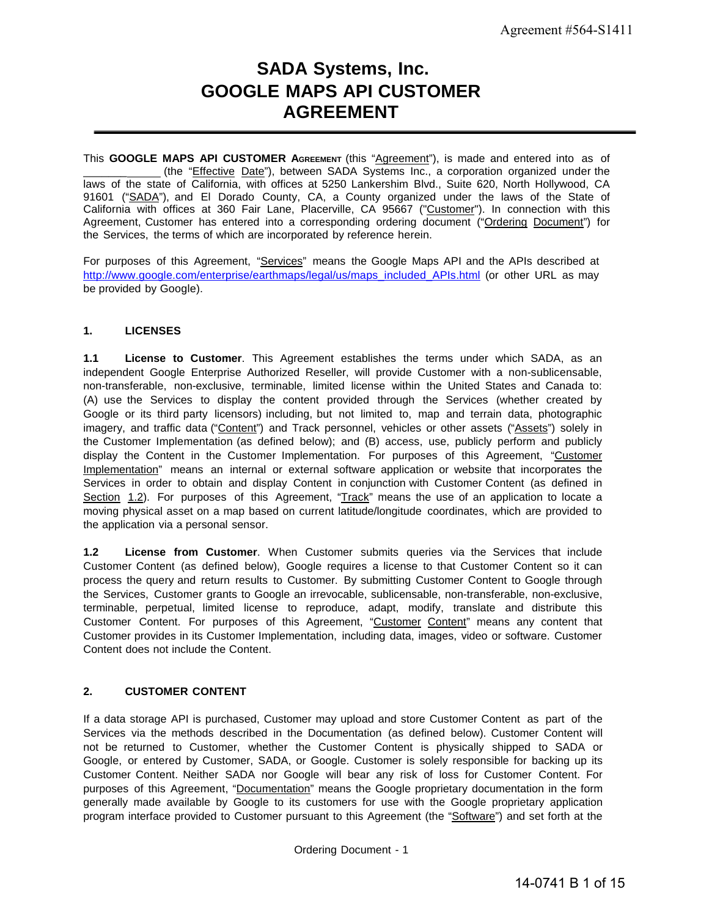# SADA Systems, Inc.
# GOOGLE MAPS API CUSTOMER AGREEMENT

This **GOOGLE MAPS API CUSTOMER AGREEMENT** (this "Agreement"), is made and entered into as of _____________ (the "Effective Date"), between SADA Systems Inc., a corporation organized under the laws of the state of California, with offices at 5250 Lankershim Blvd., Suite 620, North Hollywood, CA 91601 ("SADA"), and El Dorado County, CA, a County organized under the laws of the State of California with offices at 360 Fair Lane, Placerville, CA 95667 ("Customer"). In connection with this Agreement, Customer has entered into a corresponding ordering document ("Ordering Document") for the Services, the terms of which are incorporated by reference herein.

For purposes of this Agreement, "Services" means the Google Maps API and the APIs described at http://www.google.com/enterprise/earthmaps/legal/us/maps_included_APIs.html (or other URL as may be provided by Google).

## 1. LICENSES

**1.1 License to Customer**. This Agreement establishes the terms under which SADA, as an independent Google Enterprise Authorized Reseller, will provide Customer with a non-sublicensable, non-transferable, non-exclusive, terminable, limited license within the United States and Canada to: (A) use the Services to display the content provided through the Services (whether created by Google or its third party licensors) including, but not limited to, map and terrain data, photographic imagery, and traffic data ("Content") and Track personnel, vehicles or other assets ("Assets") solely in the Customer Implementation (as defined below); and (B) access, use, publicly perform and publicly display the Content in the Customer Implementation. For purposes of this Agreement, "Customer Implementation" means an internal or external software application or website that incorporates the Services in order to obtain and display Content in conjunction with Customer Content (as defined in Section 1.2). For purposes of this Agreement, "Track" means the use of an application to locate a moving physical asset on a map based on current latitude/longitude coordinates, which are provided to the application via a personal sensor.

**1.2 License from Customer**. When Customer submits queries via the Services that include Customer Content (as defined below), Google requires a license to that Customer Content so it can process the query and return results to Customer. By submitting Customer Content to Google through the Services, Customer grants to Google an irrevocable, sublicensable, non-transferable, non-exclusive, terminable, perpetual, limited license to reproduce, adapt, modify, translate and distribute this Customer Content. For purposes of this Agreement, "Customer Content" means any content that Customer provides in its Customer Implementation, including data, images, video or software. Customer Content does not include the Content.

## 2. CUSTOMER CONTENT

If a data storage API is purchased, Customer may upload and store Customer Content as part of the Services via the methods described in the Documentation (as defined below). Customer Content will not be returned to Customer, whether the Customer Content is physically shipped to SADA or Google, or entered by Customer, SADA, or Google. Customer is solely responsible for backing up its Customer Content. Neither SADA nor Google will bear any risk of loss for Customer Content. For purposes of this Agreement, "Documentation" means the Google proprietary documentation in the form generally made available by Google to its customers for use with the Google proprietary application program interface provided to Customer pursuant to this Agreement (the "Software") and set forth at the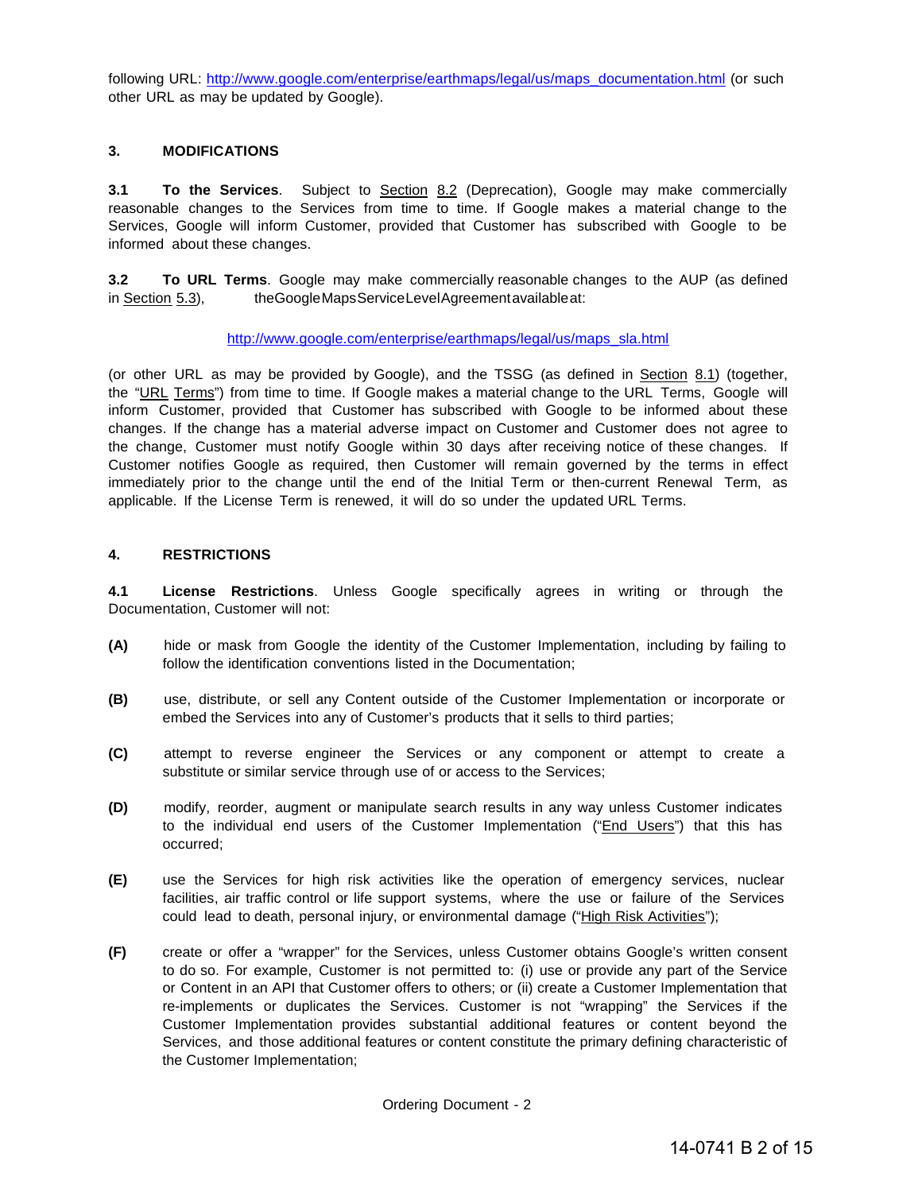following URL: http://www.google.com/enterprise/earthmaps/legal/us/maps_documentation.html (or such other URL as may be updated by Google).

### 3. MODIFICATIONS

**3.1 To the Services**. Subject to Section 8.2 (Deprecation), Google may make commercially reasonable changes to the Services from time to time. If Google makes a material change to the Services, Google will inform Customer, provided that Customer has subscribed with Google to be informed about these changes.

**3.2 To URL Terms**. Google may make commercially reasonable changes to the AUP (as defined in Section 5.3), the Google Maps Service Level Agreement available at:

http://www.google.com/enterprise/earthmaps/legal/us/maps_sla.html

(or other URL as may be provided by Google), and the TSSG (as defined in Section 8.1) (together, the "URL Terms") from time to time. If Google makes a material change to the URL Terms, Google will inform Customer, provided that Customer has subscribed with Google to be informed about these changes. If the change has a material adverse impact on Customer and Customer does not agree to the change, Customer must notify Google within 30 days after receiving notice of these changes. If Customer notifies Google as required, then Customer will remain governed by the terms in effect immediately prior to the change until the end of the Initial Term or then-current Renewal Term, as applicable. If the License Term is renewed, it will do so under the updated URL Terms.

### 4. RESTRICTIONS

**4.1 License Restrictions**. Unless Google specifically agrees in writing or through the Documentation, Customer will not:

**(A)** hide or mask from Google the identity of the Customer Implementation, including by failing to follow the identification conventions listed in the Documentation;

**(B)** use, distribute, or sell any Content outside of the Customer Implementation or incorporate or embed the Services into any of Customer's products that it sells to third parties;

**(C)** attempt to reverse engineer the Services or any component or attempt to create a substitute or similar service through use of or access to the Services;

**(D)** modify, reorder, augment or manipulate search results in any way unless Customer indicates to the individual end users of the Customer Implementation ("End Users") that this has occurred;

**(E)** use the Services for high risk activities like the operation of emergency services, nuclear facilities, air traffic control or life support systems, where the use or failure of the Services could lead to death, personal injury, or environmental damage ("High Risk Activities");

**(F)** create or offer a "wrapper" for the Services, unless Customer obtains Google's written consent to do so. For example, Customer is not permitted to: (i) use or provide any part of the Service or Content in an API that Customer offers to others; or (ii) create a Customer Implementation that re-implements or duplicates the Services. Customer is not "wrapping" the Services if the Customer Implementation provides substantial additional features or content beyond the Services, and those additional features or content constitute the primary defining characteristic of the Customer Implementation;

Ordering Document - 2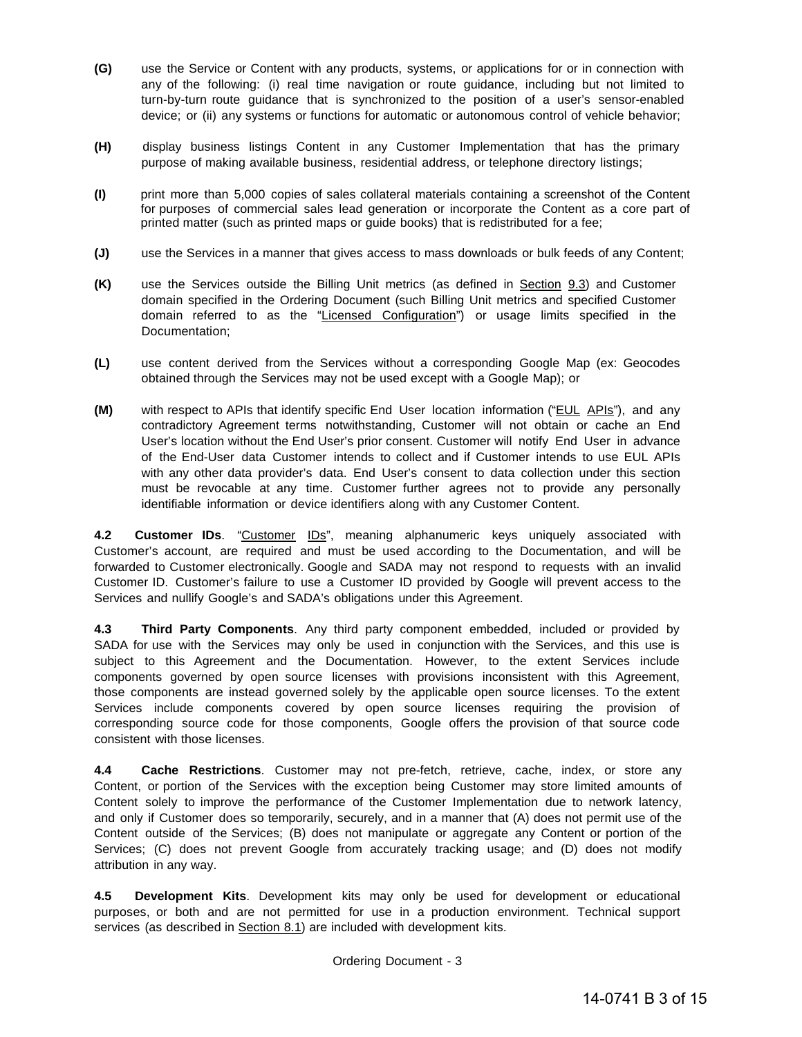**(G)** use the Service or Content with any products, systems, or applications for or in connection with any of the following: (i) real time navigation or route guidance, including but not limited to turn-by-turn route guidance that is synchronized to the position of a user's sensor-enabled device; or (ii) any systems or functions for automatic or autonomous control of vehicle behavior;

**(H)** display business listings Content in any Customer Implementation that has the primary purpose of making available business, residential address, or telephone directory listings;

**(I)** print more than 5,000 copies of sales collateral materials containing a screenshot of the Content for purposes of commercial sales lead generation or incorporate the Content as a core part of printed matter (such as printed maps or guide books) that is redistributed for a fee;

**(J)** use the Services in a manner that gives access to mass downloads or bulk feeds of any Content;

**(K)** use the Services outside the Billing Unit metrics (as defined in Section 9.3) and Customer domain specified in the Ordering Document (such Billing Unit metrics and specified Customer domain referred to as the "Licensed Configuration") or usage limits specified in the Documentation;

**(L)** use content derived from the Services without a corresponding Google Map (ex: Geocodes obtained through the Services may not be used except with a Google Map); or

**(M)** with respect to APIs that identify specific End User location information ("EUL APIs"), and any contradictory Agreement terms notwithstanding, Customer will not obtain or cache an End User's location without the End User's prior consent. Customer will notify End User in advance of the End-User data Customer intends to collect and if Customer intends to use EUL APIs with any other data provider's data. End User's consent to data collection under this section must be revocable at any time. Customer further agrees not to provide any personally identifiable information or device identifiers along with any Customer Content.

**4.2 Customer IDs**. "Customer IDs", meaning alphanumeric keys uniquely associated with Customer's account, are required and must be used according to the Documentation, and will be forwarded to Customer electronically. Google and SADA may not respond to requests with an invalid Customer ID. Customer's failure to use a Customer ID provided by Google will prevent access to the Services and nullify Google's and SADA's obligations under this Agreement.

**4.3 Third Party Components**. Any third party component embedded, included or provided by SADA for use with the Services may only be used in conjunction with the Services, and this use is subject to this Agreement and the Documentation. However, to the extent Services include components governed by open source licenses with provisions inconsistent with this Agreement, those components are instead governed solely by the applicable open source licenses. To the extent Services include components covered by open source licenses requiring the provision of corresponding source code for those components, Google offers the provision of that source code consistent with those licenses.

**4.4 Cache Restrictions**. Customer may not pre-fetch, retrieve, cache, index, or store any Content, or portion of the Services with the exception being Customer may store limited amounts of Content solely to improve the performance of the Customer Implementation due to network latency, and only if Customer does so temporarily, securely, and in a manner that (A) does not permit use of the Content outside of the Services; (B) does not manipulate or aggregate any Content or portion of the Services; (C) does not prevent Google from accurately tracking usage; and (D) does not modify attribution in any way.

**4.5 Development Kits**. Development kits may only be used for development or educational purposes, or both and are not permitted for use in a production environment. Technical support services (as described in Section 8.1) are included with development kits.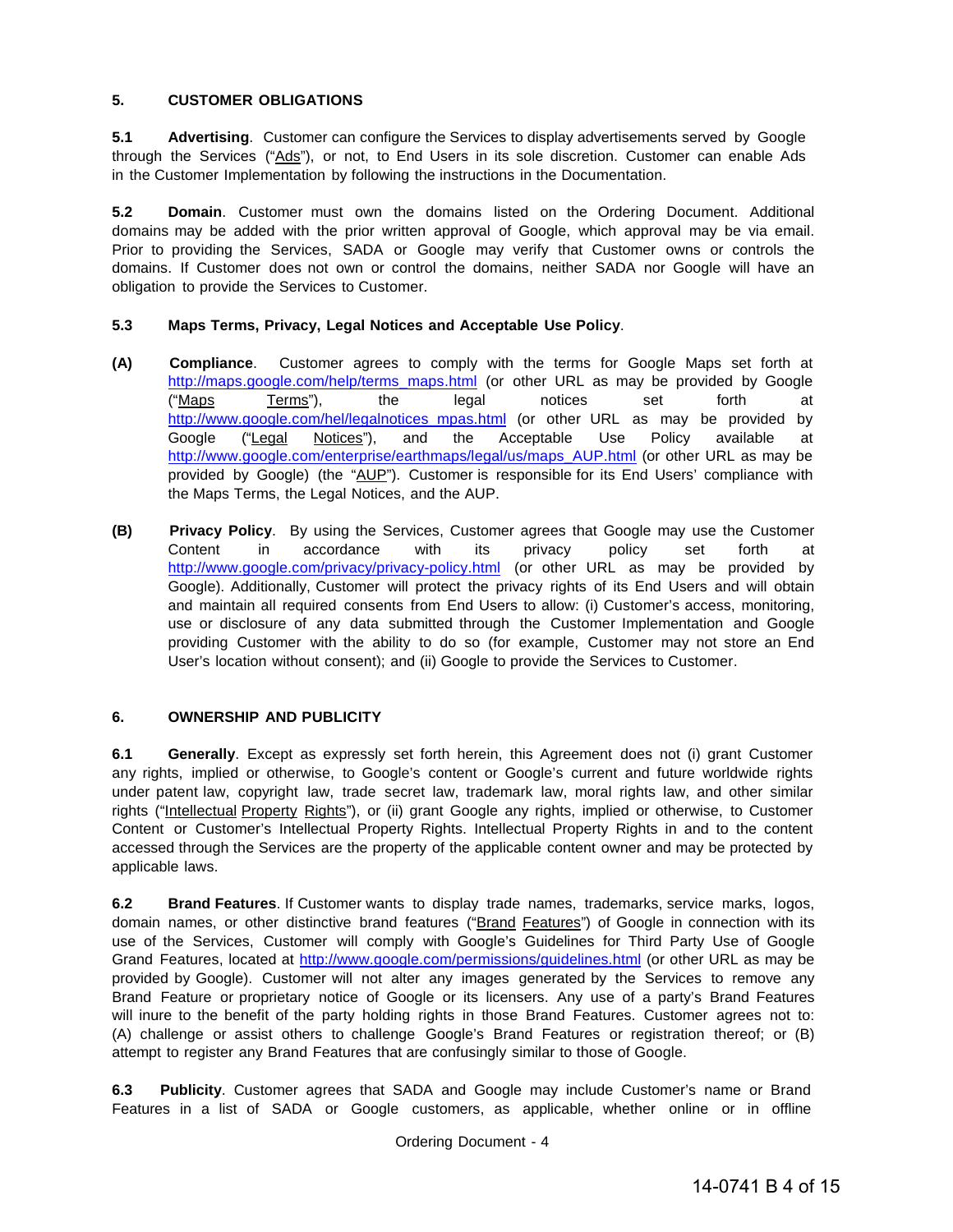**5. CUSTOMER OBLIGATIONS**

**5.1 Advertising**. Customer can configure the Services to display advertisements served by Google through the Services ("Ads"), or not, to End Users in its sole discretion. Customer can enable Ads in the Customer Implementation by following the instructions in the Documentation.

**5.2 Domain**. Customer must own the domains listed on the Ordering Document. Additional domains may be added with the prior written approval of Google, which approval may be via email. Prior to providing the Services, SADA or Google may verify that Customer owns or controls the domains. If Customer does not own or control the domains, neither SADA nor Google will have an obligation to provide the Services to Customer.

**5.3 Maps Terms, Privacy, Legal Notices and Acceptable Use Policy**.

**(A) Compliance**. Customer agrees to comply with the terms for Google Maps set forth at http://maps.google.com/help/terms_maps.html (or other URL as may be provided by Google ("Maps Terms"), the legal notices set forth at http://www.google.com/hel/legalnotices_mpas.html (or other URL as may be provided by Google ("Legal Notices"), and the Acceptable Use Policy available at http://www.google.com/enterprise/earthmaps/legal/us/maps_AUP.html (or other URL as may be provided by Google) (the "AUP"). Customer is responsible for its End Users' compliance with the Maps Terms, the Legal Notices, and the AUP.

**(B) Privacy Policy**. By using the Services, Customer agrees that Google may use the Customer Content in accordance with its privacy policy set forth at http://www.google.com/privacy/privacy-policy.html (or other URL as may be provided by Google). Additionally, Customer will protect the privacy rights of its End Users and will obtain and maintain all required consents from End Users to allow: (i) Customer's access, monitoring, use or disclosure of any data submitted through the Customer Implementation and Google providing Customer with the ability to do so (for example, Customer may not store an End User's location without consent); and (ii) Google to provide the Services to Customer.

**6. OWNERSHIP AND PUBLICITY**

**6.1 Generally**. Except as expressly set forth herein, this Agreement does not (i) grant Customer any rights, implied or otherwise, to Google's content or Google's current and future worldwide rights under patent law, copyright law, trade secret law, trademark law, moral rights law, and other similar rights ("Intellectual Property Rights"), or (ii) grant Google any rights, implied or otherwise, to Customer Content or Customer's Intellectual Property Rights. Intellectual Property Rights in and to the content accessed through the Services are the property of the applicable content owner and may be protected by applicable laws.

**6.2 Brand Features**. If Customer wants to display trade names, trademarks, service marks, logos, domain names, or other distinctive brand features ("Brand Features") of Google in connection with its use of the Services, Customer will comply with Google's Guidelines for Third Party Use of Google Grand Features, located at http://www.google.com/permissions/guidelines.html (or other URL as may be provided by Google). Customer will not alter any images generated by the Services to remove any Brand Feature or proprietary notice of Google or its licensers. Any use of a party's Brand Features will inure to the benefit of the party holding rights in those Brand Features. Customer agrees not to: (A) challenge or assist others to challenge Google's Brand Features or registration thereof; or (B) attempt to register any Brand Features that are confusingly similar to those of Google.

**6.3 Publicity**. Customer agrees that SADA and Google may include Customer's name or Brand Features in a list of SADA or Google customers, as applicable, whether online or in offline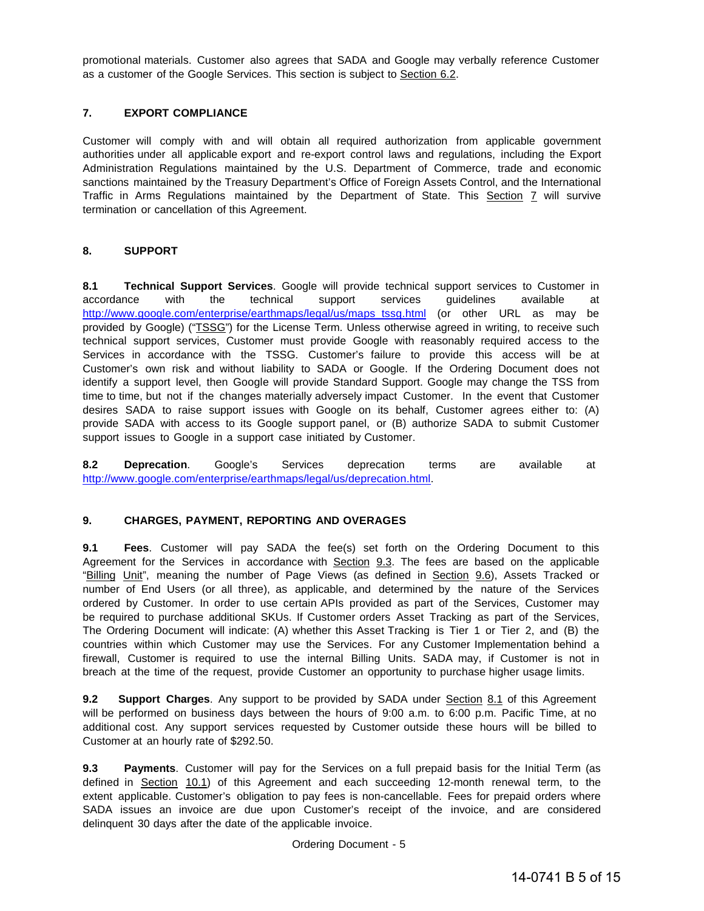promotional materials. Customer also agrees that SADA and Google may verbally reference Customer as a customer of the Google Services. This section is subject to Section 6.2.

## 7. EXPORT COMPLIANCE

Customer will comply with and will obtain all required authorization from applicable government authorities under all applicable export and re-export control laws and regulations, including the Export Administration Regulations maintained by the U.S. Department of Commerce, trade and economic sanctions maintained by the Treasury Department's Office of Foreign Assets Control, and the International Traffic in Arms Regulations maintained by the Department of State. This Section 7 will survive termination or cancellation of this Agreement.

## 8. SUPPORT

**8.1 Technical Support Services**. Google will provide technical support services to Customer in accordance with the technical support services guidelines available at http://www.google.com/enterprise/earthmaps/legal/us/maps_tssg.html (or other URL as may be provided by Google) ("TSSG") for the License Term. Unless otherwise agreed in writing, to receive such technical support services, Customer must provide Google with reasonably required access to the Services in accordance with the TSSG. Customer's failure to provide this access will be at Customer's own risk and without liability to SADA or Google. If the Ordering Document does not identify a support level, then Google will provide Standard Support. Google may change the TSS from time to time, but not if the changes materially adversely impact Customer. In the event that Customer desires SADA to raise support issues with Google on its behalf, Customer agrees either to: (A) provide SADA with access to its Google support panel, or (B) authorize SADA to submit Customer support issues to Google in a support case initiated by Customer.

**8.2 Deprecation**. Google's Services deprecation terms are available at http://www.google.com/enterprise/earthmaps/legal/us/deprecation.html.

## 9. CHARGES, PAYMENT, REPORTING AND OVERAGES

**9.1 Fees**. Customer will pay SADA the fee(s) set forth on the Ordering Document to this Agreement for the Services in accordance with Section 9.3. The fees are based on the applicable "Billing Unit", meaning the number of Page Views (as defined in Section 9.6), Assets Tracked or number of End Users (or all three), as applicable, and determined by the nature of the Services ordered by Customer. In order to use certain APIs provided as part of the Services, Customer may be required to purchase additional SKUs. If Customer orders Asset Tracking as part of the Services, The Ordering Document will indicate: (A) whether this Asset Tracking is Tier 1 or Tier 2, and (B) the countries within which Customer may use the Services. For any Customer Implementation behind a firewall, Customer is required to use the internal Billing Units. SADA may, if Customer is not in breach at the time of the request, provide Customer an opportunity to purchase higher usage limits.

**9.2 Support Charges**. Any support to be provided by SADA under Section 8.1 of this Agreement will be performed on business days between the hours of 9:00 a.m. to 6:00 p.m. Pacific Time, at no additional cost. Any support services requested by Customer outside these hours will be billed to Customer at an hourly rate of $292.50.

**9.3 Payments**. Customer will pay for the Services on a full prepaid basis for the Initial Term (as defined in Section 10.1) of this Agreement and each succeeding 12-month renewal term, to the extent applicable. Customer's obligation to pay fees is non-cancellable. Fees for prepaid orders where SADA issues an invoice are due upon Customer's receipt of the invoice, and are considered delinquent 30 days after the date of the applicable invoice.

Ordering Document - 5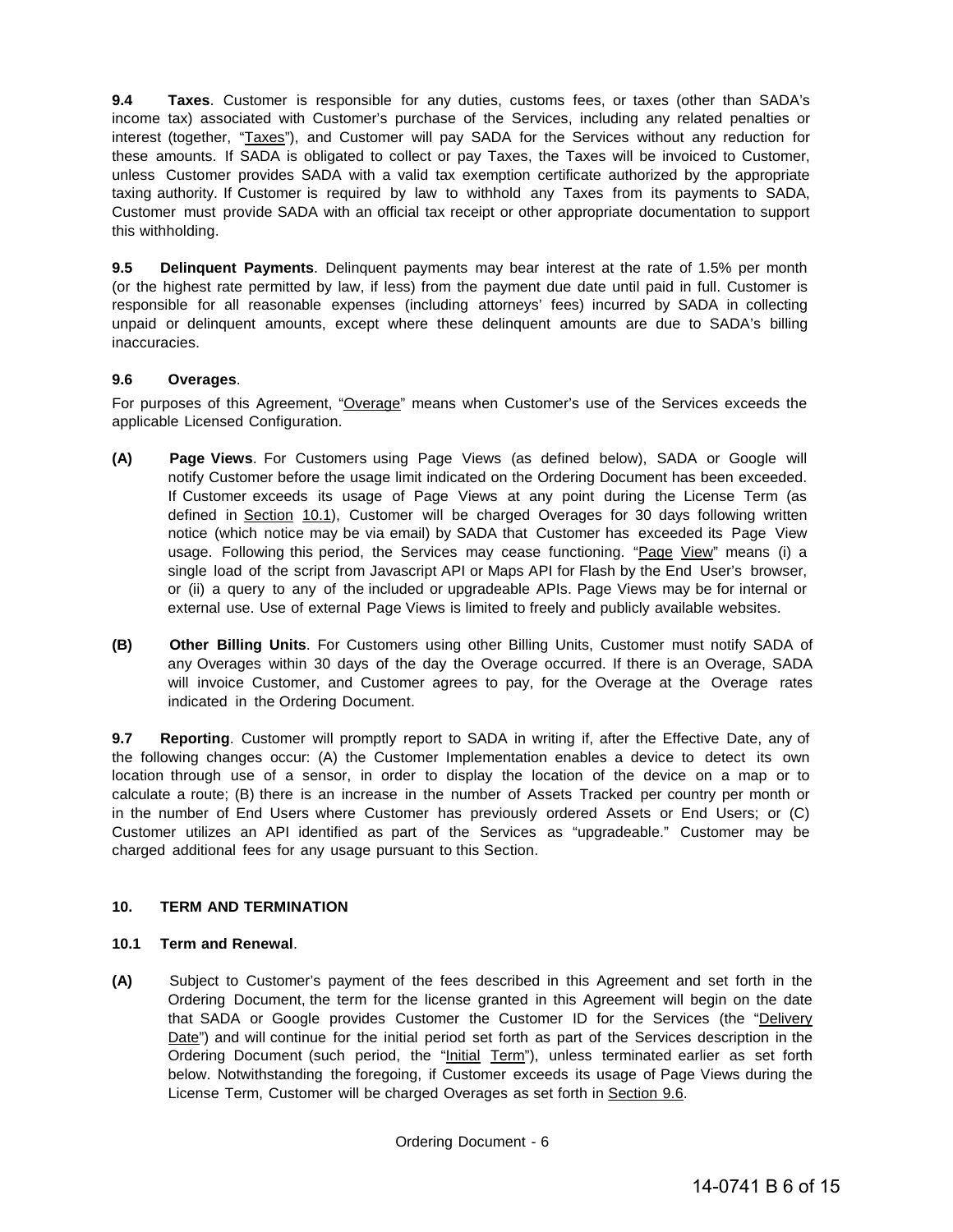**9.4 Taxes**. Customer is responsible for any duties, customs fees, or taxes (other than SADA's income tax) associated with Customer's purchase of the Services, including any related penalties or interest (together, "Taxes"), and Customer will pay SADA for the Services without any reduction for these amounts. If SADA is obligated to collect or pay Taxes, the Taxes will be invoiced to Customer, unless Customer provides SADA with a valid tax exemption certificate authorized by the appropriate taxing authority. If Customer is required by law to withhold any Taxes from its payments to SADA, Customer must provide SADA with an official tax receipt or other appropriate documentation to support this withholding.

**9.5 Delinquent Payments**. Delinquent payments may bear interest at the rate of 1.5% per month (or the highest rate permitted by law, if less) from the payment due date until paid in full. Customer is responsible for all reasonable expenses (including attorneys' fees) incurred by SADA in collecting unpaid or delinquent amounts, except where these delinquent amounts are due to SADA's billing inaccuracies.

**9.6 Overages**.

For purposes of this Agreement, "Overage" means when Customer's use of the Services exceeds the applicable Licensed Configuration.

**(A) Page Views**. For Customers using Page Views (as defined below), SADA or Google will notify Customer before the usage limit indicated on the Ordering Document has been exceeded. If Customer exceeds its usage of Page Views at any point during the License Term (as defined in Section 10.1), Customer will be charged Overages for 30 days following written notice (which notice may be via email) by SADA that Customer has exceeded its Page View usage. Following this period, the Services may cease functioning. "Page View" means (i) a single load of the script from Javascript API or Maps API for Flash by the End User's browser, or (ii) a query to any of the included or upgradeable APIs. Page Views may be for internal or external use. Use of external Page Views is limited to freely and publicly available websites.

**(B) Other Billing Units**. For Customers using other Billing Units, Customer must notify SADA of any Overages within 30 days of the day the Overage occurred. If there is an Overage, SADA will invoice Customer, and Customer agrees to pay, for the Overage at the Overage rates indicated in the Ordering Document.

**9.7 Reporting**. Customer will promptly report to SADA in writing if, after the Effective Date, any of the following changes occur: (A) the Customer Implementation enables a device to detect its own location through use of a sensor, in order to display the location of the device on a map or to calculate a route; (B) there is an increase in the number of Assets Tracked per country per month or in the number of End Users where Customer has previously ordered Assets or End Users; or (C) Customer utilizes an API identified as part of the Services as "upgradeable." Customer may be charged additional fees for any usage pursuant to this Section.

## 10. TERM AND TERMINATION

**10.1 Term and Renewal**.

**(A)** Subject to Customer's payment of the fees described in this Agreement and set forth in the Ordering Document, the term for the license granted in this Agreement will begin on the date that SADA or Google provides Customer the Customer ID for the Services (the "Delivery Date") and will continue for the initial period set forth as part of the Services description in the Ordering Document (such period, the "Initial Term"), unless terminated earlier as set forth below. Notwithstanding the foregoing, if Customer exceeds its usage of Page Views during the License Term, Customer will be charged Overages as set forth in Section 9.6.

Ordering Document - 6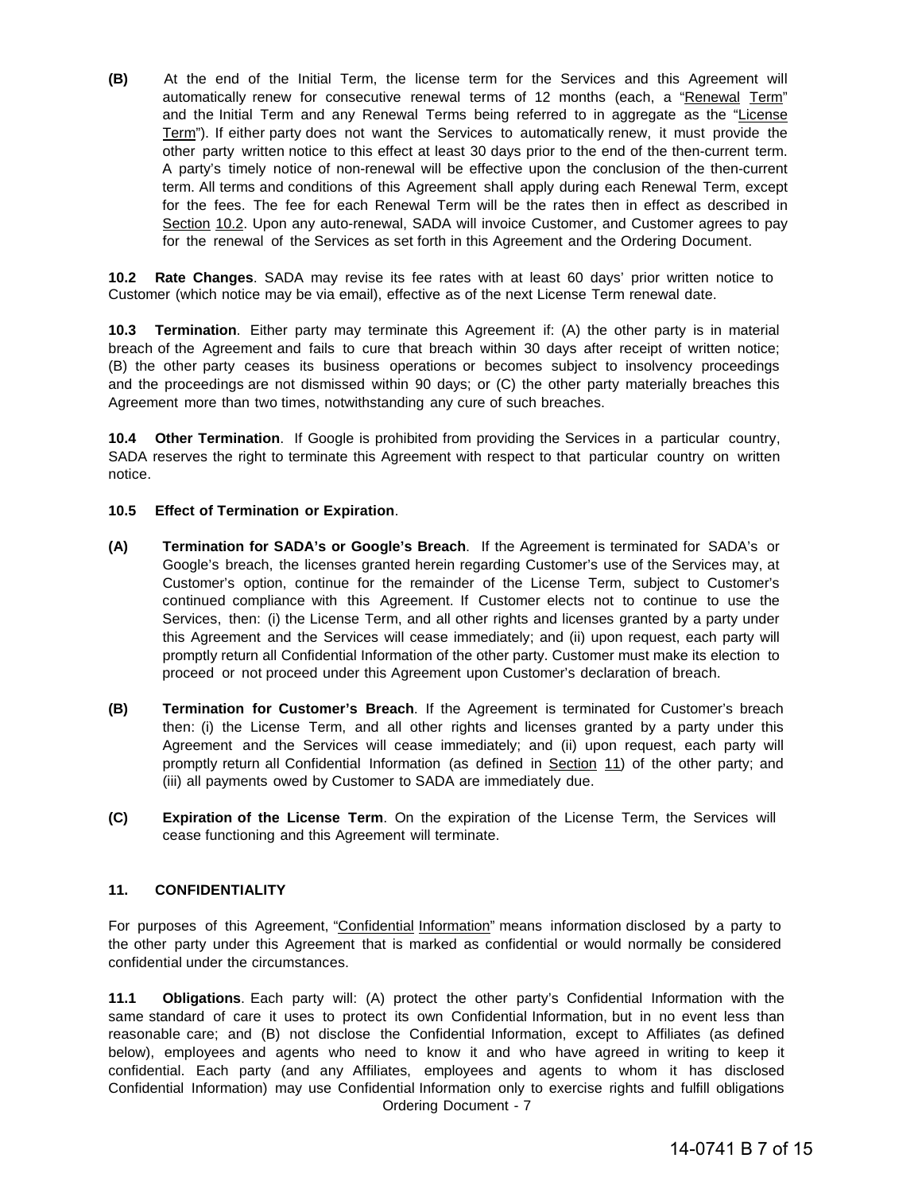**(B)** At the end of the Initial Term, the license term for the Services and this Agreement will automatically renew for consecutive renewal terms of 12 months (each, a "Renewal Term" and the Initial Term and any Renewal Terms being referred to in aggregate as the "License Term"). If either party does not want the Services to automatically renew, it must provide the other party written notice to this effect at least 30 days prior to the end of the then-current term. A party's timely notice of non-renewal will be effective upon the conclusion of the then-current term. All terms and conditions of this Agreement shall apply during each Renewal Term, except for the fees. The fee for each Renewal Term will be the rates then in effect as described in Section 10.2. Upon any auto-renewal, SADA will invoice Customer, and Customer agrees to pay for the renewal of the Services as set forth in this Agreement and the Ordering Document.

**10.2 Rate Changes**. SADA may revise its fee rates with at least 60 days' prior written notice to Customer (which notice may be via email), effective as of the next License Term renewal date.

**10.3 Termination**. Either party may terminate this Agreement if: (A) the other party is in material breach of the Agreement and fails to cure that breach within 30 days after receipt of written notice; (B) the other party ceases its business operations or becomes subject to insolvency proceedings and the proceedings are not dismissed within 90 days; or (C) the other party materially breaches this Agreement more than two times, notwithstanding any cure of such breaches.

**10.4 Other Termination**. If Google is prohibited from providing the Services in a particular country, SADA reserves the right to terminate this Agreement with respect to that particular country on written notice.

**10.5 Effect of Termination or Expiration**.

**(A) Termination for SADA's or Google's Breach**. If the Agreement is terminated for SADA's or Google's breach, the licenses granted herein regarding Customer's use of the Services may, at Customer's option, continue for the remainder of the License Term, subject to Customer's continued compliance with this Agreement. If Customer elects not to continue to use the Services, then: (i) the License Term, and all other rights and licenses granted by a party under this Agreement and the Services will cease immediately; and (ii) upon request, each party will promptly return all Confidential Information of the other party. Customer must make its election to proceed or not proceed under this Agreement upon Customer's declaration of breach.

**(B) Termination for Customer's Breach**. If the Agreement is terminated for Customer's breach then: (i) the License Term, and all other rights and licenses granted by a party under this Agreement and the Services will cease immediately; and (ii) upon request, each party will promptly return all Confidential Information (as defined in Section 11) of the other party; and (iii) all payments owed by Customer to SADA are immediately due.

**(C) Expiration of the License Term**. On the expiration of the License Term, the Services will cease functioning and this Agreement will terminate.

## 11. CONFIDENTIALITY

For purposes of this Agreement, "Confidential Information" means information disclosed by a party to the other party under this Agreement that is marked as confidential or would normally be considered confidential under the circumstances.

**11.1 Obligations**. Each party will: (A) protect the other party's Confidential Information with the same standard of care it uses to protect its own Confidential Information, but in no event less than reasonable care; and (B) not disclose the Confidential Information, except to Affiliates (as defined below), employees and agents who need to know it and who have agreed in writing to keep it confidential. Each party (and any Affiliates, employees and agents to whom it has disclosed Confidential Information) may use Confidential Information only to exercise rights and fulfill obligations

Ordering Document - 7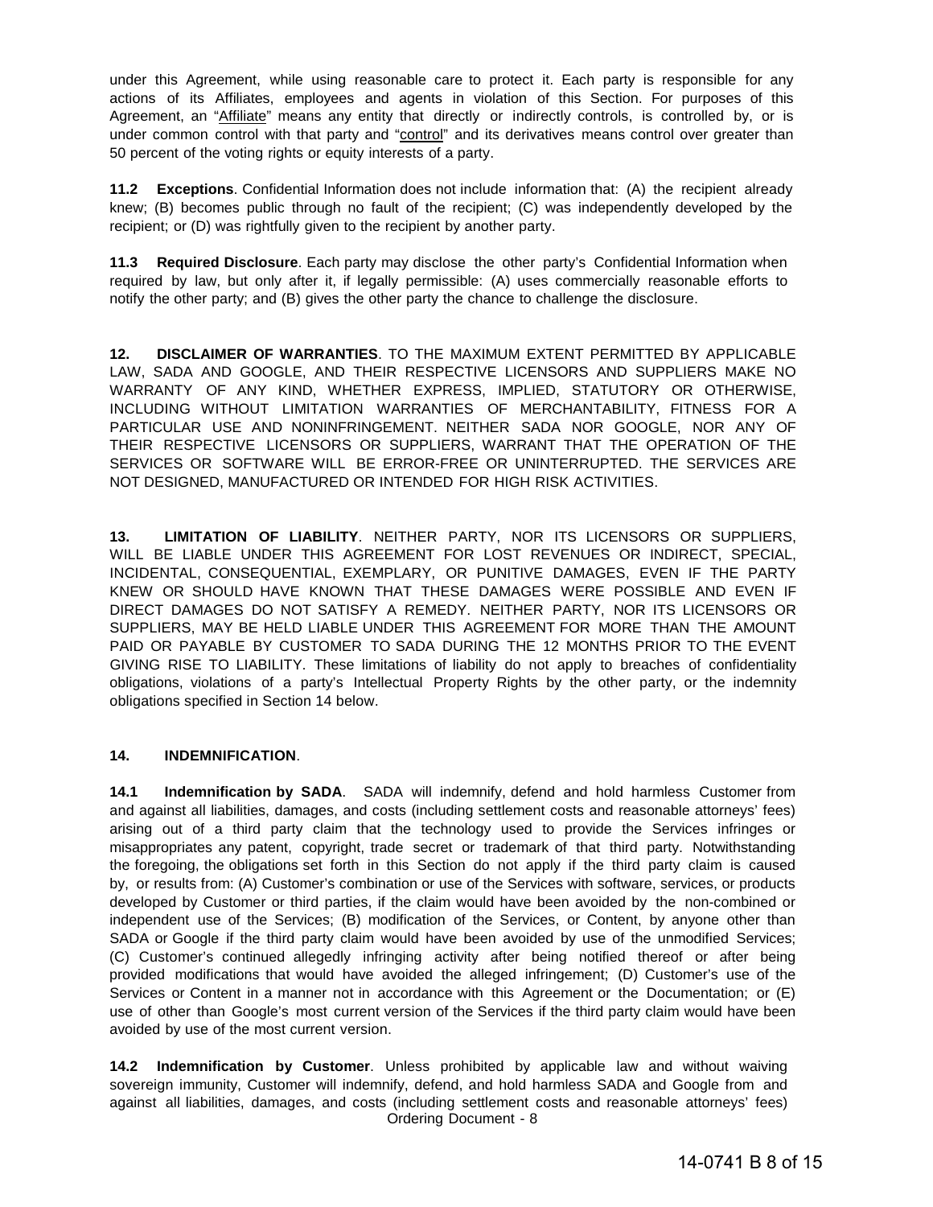under this Agreement, while using reasonable care to protect it. Each party is responsible for any actions of its Affiliates, employees and agents in violation of this Section. For purposes of this Agreement, an "Affiliate" means any entity that directly or indirectly controls, is controlled by, or is under common control with that party and "control" and its derivatives means control over greater than 50 percent of the voting rights or equity interests of a party.

**11.2 Exceptions**. Confidential Information does not include information that: (A) the recipient already knew; (B) becomes public through no fault of the recipient; (C) was independently developed by the recipient; or (D) was rightfully given to the recipient by another party.

**11.3 Required Disclosure**. Each party may disclose the other party's Confidential Information when required by law, but only after it, if legally permissible: (A) uses commercially reasonable efforts to notify the other party; and (B) gives the other party the chance to challenge the disclosure.

**12. DISCLAIMER OF WARRANTIES**. TO THE MAXIMUM EXTENT PERMITTED BY APPLICABLE LAW, SADA AND GOOGLE, AND THEIR RESPECTIVE LICENSORS AND SUPPLIERS MAKE NO WARRANTY OF ANY KIND, WHETHER EXPRESS, IMPLIED, STATUTORY OR OTHERWISE, INCLUDING WITHOUT LIMITATION WARRANTIES OF MERCHANTABILITY, FITNESS FOR A PARTICULAR USE AND NONINFRINGEMENT. NEITHER SADA NOR GOOGLE, NOR ANY OF THEIR RESPECTIVE LICENSORS OR SUPPLIERS, WARRANT THAT THE OPERATION OF THE SERVICES OR SOFTWARE WILL BE ERROR-FREE OR UNINTERRUPTED. THE SERVICES ARE NOT DESIGNED, MANUFACTURED OR INTENDED FOR HIGH RISK ACTIVITIES.

**13. LIMITATION OF LIABILITY**. NEITHER PARTY, NOR ITS LICENSORS OR SUPPLIERS, WILL BE LIABLE UNDER THIS AGREEMENT FOR LOST REVENUES OR INDIRECT, SPECIAL, INCIDENTAL, CONSEQUENTIAL, EXEMPLARY, OR PUNITIVE DAMAGES, EVEN IF THE PARTY KNEW OR SHOULD HAVE KNOWN THAT THESE DAMAGES WERE POSSIBLE AND EVEN IF DIRECT DAMAGES DO NOT SATISFY A REMEDY. NEITHER PARTY, NOR ITS LICENSORS OR SUPPLIERS, MAY BE HELD LIABLE UNDER THIS AGREEMENT FOR MORE THAN THE AMOUNT PAID OR PAYABLE BY CUSTOMER TO SADA DURING THE 12 MONTHS PRIOR TO THE EVENT GIVING RISE TO LIABILITY. These limitations of liability do not apply to breaches of confidentiality obligations, violations of a party's Intellectual Property Rights by the other party, or the indemnity obligations specified in Section 14 below.

**14. INDEMNIFICATION**.

**14.1 Indemnification by SADA**. SADA will indemnify, defend and hold harmless Customer from and against all liabilities, damages, and costs (including settlement costs and reasonable attorneys' fees) arising out of a third party claim that the technology used to provide the Services infringes or misappropriates any patent, copyright, trade secret or trademark of that third party. Notwithstanding the foregoing, the obligations set forth in this Section do not apply if the third party claim is caused by, or results from: (A) Customer's combination or use of the Services with software, services, or products developed by Customer or third parties, if the claim would have been avoided by the non-combined or independent use of the Services; (B) modification of the Services, or Content, by anyone other than SADA or Google if the third party claim would have been avoided by use of the unmodified Services; (C) Customer's continued allegedly infringing activity after being notified thereof or after being provided modifications that would have avoided the alleged infringement; (D) Customer's use of the Services or Content in a manner not in accordance with this Agreement or the Documentation; or (E) use of other than Google's most current version of the Services if the third party claim would have been avoided by use of the most current version.

**14.2 Indemnification by Customer**. Unless prohibited by applicable law and without waiving sovereign immunity, Customer will indemnify, defend, and hold harmless SADA and Google from and against all liabilities, damages, and costs (including settlement costs and reasonable attorneys' fees)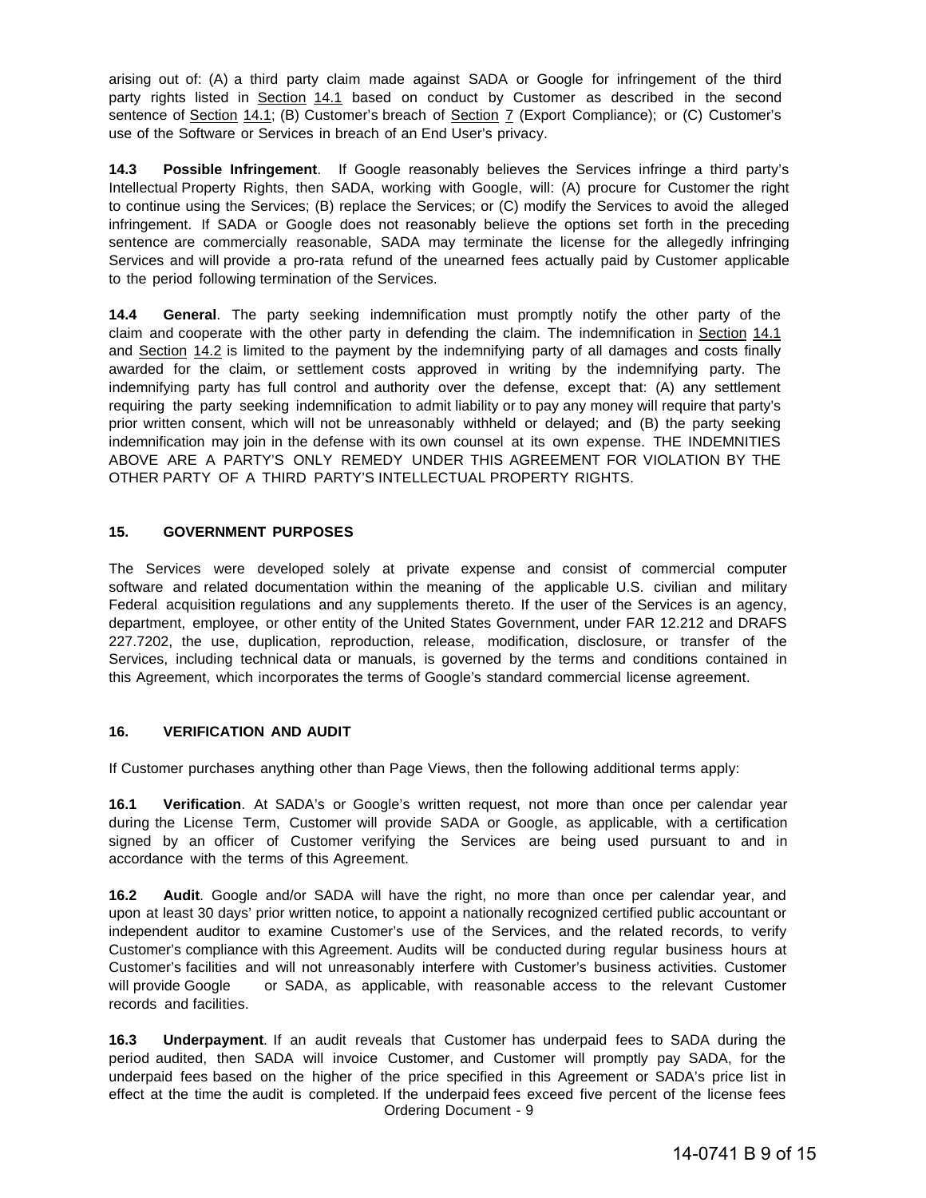arising out of: (A) a third party claim made against SADA or Google for infringement of the third party rights listed in Section 14.1 based on conduct by Customer as described in the second sentence of Section 14.1; (B) Customer's breach of Section 7 (Export Compliance); or (C) Customer's use of the Software or Services in breach of an End User's privacy.

**14.3 Possible Infringement**. If Google reasonably believes the Services infringe a third party's Intellectual Property Rights, then SADA, working with Google, will: (A) procure for Customer the right to continue using the Services; (B) replace the Services; or (C) modify the Services to avoid the alleged infringement. If SADA or Google does not reasonably believe the options set forth in the preceding sentence are commercially reasonable, SADA may terminate the license for the allegedly infringing Services and will provide a pro-rata refund of the unearned fees actually paid by Customer applicable to the period following termination of the Services.

**14.4 General**. The party seeking indemnification must promptly notify the other party of the claim and cooperate with the other party in defending the claim. The indemnification in Section 14.1 and Section 14.2 is limited to the payment by the indemnifying party of all damages and costs finally awarded for the claim, or settlement costs approved in writing by the indemnifying party. The indemnifying party has full control and authority over the defense, except that: (A) any settlement requiring the party seeking indemnification to admit liability or to pay any money will require that party's prior written consent, which will not be unreasonably withheld or delayed; and (B) the party seeking indemnification may join in the defense with its own counsel at its own expense. THE INDEMNITIES ABOVE ARE A PARTY'S ONLY REMEDY UNDER THIS AGREEMENT FOR VIOLATION BY THE OTHER PARTY OF A THIRD PARTY'S INTELLECTUAL PROPERTY RIGHTS.

## 15. GOVERNMENT PURPOSES

The Services were developed solely at private expense and consist of commercial computer software and related documentation within the meaning of the applicable U.S. civilian and military Federal acquisition regulations and any supplements thereto. If the user of the Services is an agency, department, employee, or other entity of the United States Government, under FAR 12.212 and DRAFS 227.7202, the use, duplication, reproduction, release, modification, disclosure, or transfer of the Services, including technical data or manuals, is governed by the terms and conditions contained in this Agreement, which incorporates the terms of Google's standard commercial license agreement.

## 16. VERIFICATION AND AUDIT

If Customer purchases anything other than Page Views, then the following additional terms apply:

**16.1 Verification**. At SADA's or Google's written request, not more than once per calendar year during the License Term, Customer will provide SADA or Google, as applicable, with a certification signed by an officer of Customer verifying the Services are being used pursuant to and in accordance with the terms of this Agreement.

**16.2 Audit**. Google and/or SADA will have the right, no more than once per calendar year, and upon at least 30 days' prior written notice, to appoint a nationally recognized certified public accountant or independent auditor to examine Customer's use of the Services, and the related records, to verify Customer's compliance with this Agreement. Audits will be conducted during regular business hours at Customer's facilities and will not unreasonably interfere with Customer's business activities. Customer will provide Google or SADA, as applicable, with reasonable access to the relevant Customer records and facilities.

**16.3 Underpayment**. If an audit reveals that Customer has underpaid fees to SADA during the period audited, then SADA will invoice Customer, and Customer will promptly pay SADA, for the underpaid fees based on the higher of the price specified in this Agreement or SADA's price list in effect at the time the audit is completed. If the underpaid fees exceed five percent of the license fees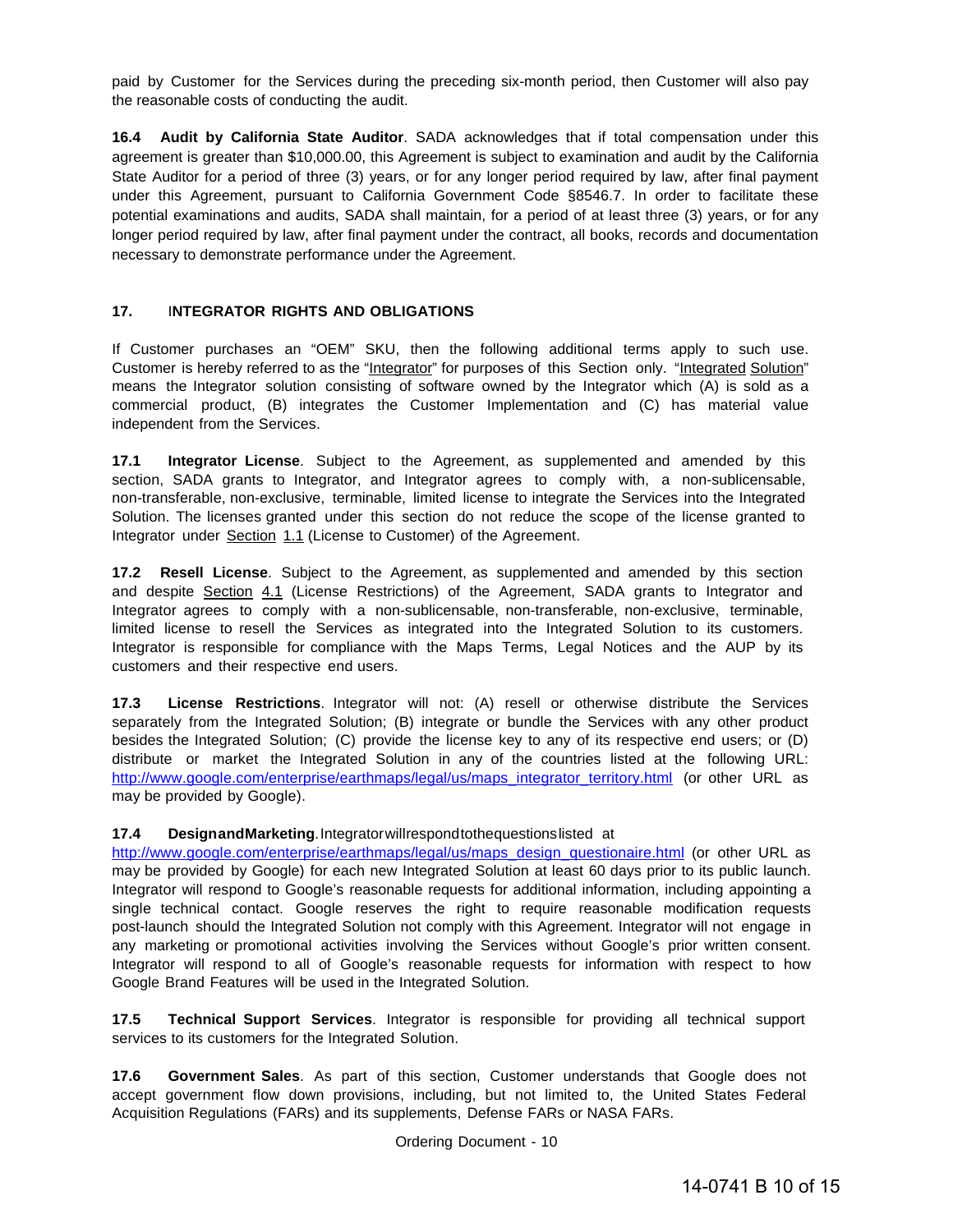paid by Customer for the Services during the preceding six-month period, then Customer will also pay the reasonable costs of conducting the audit.

**16.4 Audit by California State Auditor**. SADA acknowledges that if total compensation under this agreement is greater than $10,000.00, this Agreement is subject to examination and audit by the California State Auditor for a period of three (3) years, or for any longer period required by law, after final payment under this Agreement, pursuant to California Government Code §8546.7. In order to facilitate these potential examinations and audits, SADA shall maintain, for a period of at least three (3) years, or for any longer period required by law, after final payment under the contract, all books, records and documentation necessary to demonstrate performance under the Agreement.

## 17. INTEGRATOR RIGHTS AND OBLIGATIONS

If Customer purchases an "OEM" SKU, then the following additional terms apply to such use. Customer is hereby referred to as the "Integrator" for purposes of this Section only. "Integrated Solution" means the Integrator solution consisting of software owned by the Integrator which (A) is sold as a commercial product, (B) integrates the Customer Implementation and (C) has material value independent from the Services.

**17.1 Integrator License**. Subject to the Agreement, as supplemented and amended by this section, SADA grants to Integrator, and Integrator agrees to comply with, a non-sublicensable, non-transferable, non-exclusive, terminable, limited license to integrate the Services into the Integrated Solution. The licenses granted under this section do not reduce the scope of the license granted to Integrator under Section 1.1 (License to Customer) of the Agreement.

**17.2 Resell License**. Subject to the Agreement, as supplemented and amended by this section and despite Section 4.1 (License Restrictions) of the Agreement, SADA grants to Integrator and Integrator agrees to comply with a non-sublicensable, non-transferable, non-exclusive, terminable, limited license to resell the Services as integrated into the Integrated Solution to its customers. Integrator is responsible for compliance with the Maps Terms, Legal Notices and the AUP by its customers and their respective end users.

**17.3 License Restrictions**. Integrator will not: (A) resell or otherwise distribute the Services separately from the Integrated Solution; (B) integrate or bundle the Services with any other product besides the Integrated Solution; (C) provide the license key to any of its respective end users; or (D) distribute or market the Integrated Solution in any of the countries listed at the following URL: http://www.google.com/enterprise/earthmaps/legal/us/maps_integrator_territory.html (or other URL as may be provided by Google).

**17.4 Design and Marketing**. Integrator will respond to the questions listed at http://www.google.com/enterprise/earthmaps/legal/us/maps_design_questionaire.html (or other URL as may be provided by Google) for each new Integrated Solution at least 60 days prior to its public launch. Integrator will respond to Google's reasonable requests for additional information, including appointing a single technical contact. Google reserves the right to require reasonable modification requests post-launch should the Integrated Solution not comply with this Agreement. Integrator will not engage in any marketing or promotional activities involving the Services without Google's prior written consent. Integrator will respond to all of Google's reasonable requests for information with respect to how Google Brand Features will be used in the Integrated Solution.

**17.5 Technical Support Services**. Integrator is responsible for providing all technical support services to its customers for the Integrated Solution.

**17.6 Government Sales**. As part of this section, Customer understands that Google does not accept government flow down provisions, including, but not limited to, the United States Federal Acquisition Regulations (FARs) and its supplements, Defense FARs or NASA FARs.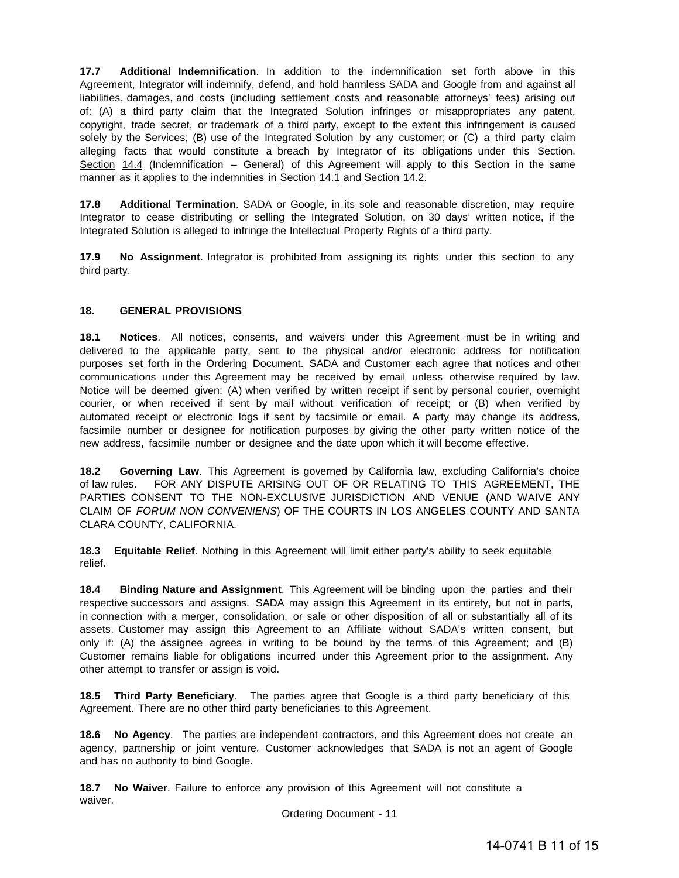**17.7 Additional Indemnification**. In addition to the indemnification set forth above in this Agreement, Integrator will indemnify, defend, and hold harmless SADA and Google from and against all liabilities, damages, and costs (including settlement costs and reasonable attorneys' fees) arising out of: (A) a third party claim that the Integrated Solution infringes or misappropriates any patent, copyright, trade secret, or trademark of a third party, except to the extent this infringement is caused solely by the Services; (B) use of the Integrated Solution by any customer; or (C) a third party claim alleging facts that would constitute a breach by Integrator of its obligations under this Section. Section 14.4 (Indemnification – General) of this Agreement will apply to this Section in the same manner as it applies to the indemnities in Section 14.1 and Section 14.2.

**17.8 Additional Termination**. SADA or Google, in its sole and reasonable discretion, may require Integrator to cease distributing or selling the Integrated Solution, on 30 days' written notice, if the Integrated Solution is alleged to infringe the Intellectual Property Rights of a third party.

**17.9 No Assignment**. Integrator is prohibited from assigning its rights under this section to any third party.

**18. GENERAL PROVISIONS**

**18.1 Notices**. All notices, consents, and waivers under this Agreement must be in writing and delivered to the applicable party, sent to the physical and/or electronic address for notification purposes set forth in the Ordering Document. SADA and Customer each agree that notices and other communications under this Agreement may be received by email unless otherwise required by law. Notice will be deemed given: (A) when verified by written receipt if sent by personal courier, overnight courier, or when received if sent by mail without verification of receipt; or (B) when verified by automated receipt or electronic logs if sent by facsimile or email. A party may change its address, facsimile number or designee for notification purposes by giving the other party written notice of the new address, facsimile number or designee and the date upon which it will become effective.

**18.2 Governing Law**. This Agreement is governed by California law, excluding California's choice of law rules. FOR ANY DISPUTE ARISING OUT OF OR RELATING TO THIS AGREEMENT, THE PARTIES CONSENT TO THE NON-EXCLUSIVE JURISDICTION AND VENUE (AND WAIVE ANY CLAIM OF *FORUM NON CONVENIENS*) OF THE COURTS IN LOS ANGELES COUNTY AND SANTA CLARA COUNTY, CALIFORNIA.

**18.3 Equitable Relief**. Nothing in this Agreement will limit either party's ability to seek equitable relief.

**18.4 Binding Nature and Assignment**. This Agreement will be binding upon the parties and their respective successors and assigns. SADA may assign this Agreement in its entirety, but not in parts, in connection with a merger, consolidation, or sale or other disposition of all or substantially all of its assets. Customer may assign this Agreement to an Affiliate without SADA's written consent, but only if: (A) the assignee agrees in writing to be bound by the terms of this Agreement; and (B) Customer remains liable for obligations incurred under this Agreement prior to the assignment. Any other attempt to transfer or assign is void.

**18.5 Third Party Beneficiary**. The parties agree that Google is a third party beneficiary of this Agreement. There are no other third party beneficiaries to this Agreement.

**18.6 No Agency**. The parties are independent contractors, and this Agreement does not create an agency, partnership or joint venture. Customer acknowledges that SADA is not an agent of Google and has no authority to bind Google.

**18.7 No Waiver**. Failure to enforce any provision of this Agreement will not constitute a waiver.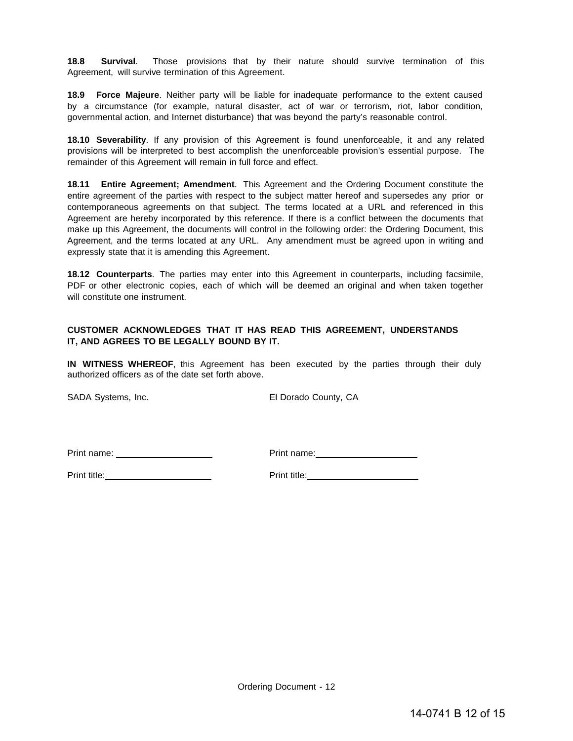**18.8 Survival**. Those provisions that by their nature should survive termination of this Agreement, will survive termination of this Agreement.

**18.9 Force Majeure**. Neither party will be liable for inadequate performance to the extent caused by a circumstance (for example, natural disaster, act of war or terrorism, riot, labor condition, governmental action, and Internet disturbance) that was beyond the party's reasonable control.

**18.10 Severability**. If any provision of this Agreement is found unenforceable, it and any related provisions will be interpreted to best accomplish the unenforceable provision's essential purpose. The remainder of this Agreement will remain in full force and effect.

**18.11 Entire Agreement; Amendment**. This Agreement and the Ordering Document constitute the entire agreement of the parties with respect to the subject matter hereof and supersedes any prior or contemporaneous agreements on that subject. The terms located at a URL and referenced in this Agreement are hereby incorporated by this reference. If there is a conflict between the documents that make up this Agreement, the documents will control in the following order: the Ordering Document, this Agreement, and the terms located at any URL. Any amendment must be agreed upon in writing and expressly state that it is amending this Agreement.

**18.12 Counterparts**. The parties may enter into this Agreement in counterparts, including facsimile, PDF or other electronic copies, each of which will be deemed an original and when taken together will constitute one instrument.

**CUSTOMER ACKNOWLEDGES THAT IT HAS READ THIS AGREEMENT, UNDERSTANDS IT, AND AGREES TO BE LEGALLY BOUND BY IT.**

**IN WITNESS WHEREOF**, this Agreement has been executed by the parties through their duly authorized officers as of the date set forth above.

| SADA Systems, Inc. | El Dorado County, CA |
|---|---|
| | |
| Print name: ____________________ | Print name: ____________________ |
| Print title: ____________________ | Print title: ____________________ |

Ordering Document - 12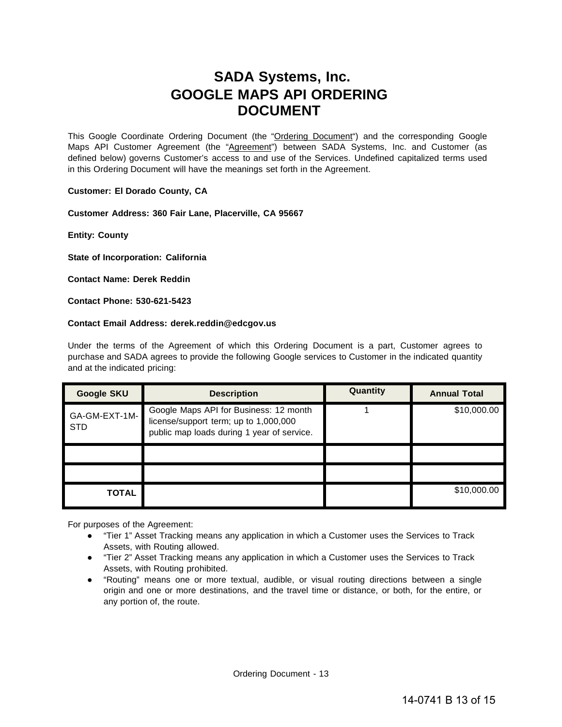# SADA Systems, Inc.
# GOOGLE MAPS API ORDERING DOCUMENT

This Google Coordinate Ordering Document (the "Ordering Document") and the corresponding Google Maps API Customer Agreement (the "Agreement") between SADA Systems, Inc. and Customer (as defined below) governs Customer's access to and use of the Services. Undefined capitalized terms used in this Ordering Document will have the meanings set forth in the Agreement.

**Customer: El Dorado County, CA**

**Customer Address: 360 Fair Lane, Placerville, CA 95667**

**Entity: County**

**State of Incorporation: California**

**Contact Name: Derek Reddin**

**Contact Phone: 530-621-5423**

**Contact Email Address: derek.reddin@edcgov.us**

Under the terms of the Agreement of which this Ordering Document is a part, Customer agrees to purchase and SADA agrees to provide the following Google services to Customer in the indicated quantity and at the indicated pricing:

| Google SKU | Description | Quantity | Annual Total |
|---|---|---|---|
| GA-GM-EXT-1M-STD | Google Maps API for Business: 12 month license/support term; up to 1,000,000 public map loads during 1 year of service. | 1 | $10,000.00 |
| | | | |
| | | | |
| **TOTAL** | | | $10,000.00 |

For purposes of the Agreement:

- "Tier 1" Asset Tracking means any application in which a Customer uses the Services to Track Assets, with Routing allowed.
- "Tier 2" Asset Tracking means any application in which a Customer uses the Services to Track Assets, with Routing prohibited.
- "Routing" means one or more textual, audible, or visual routing directions between a single origin and one or more destinations, and the travel time or distance, or both, for the entire, or any portion of, the route.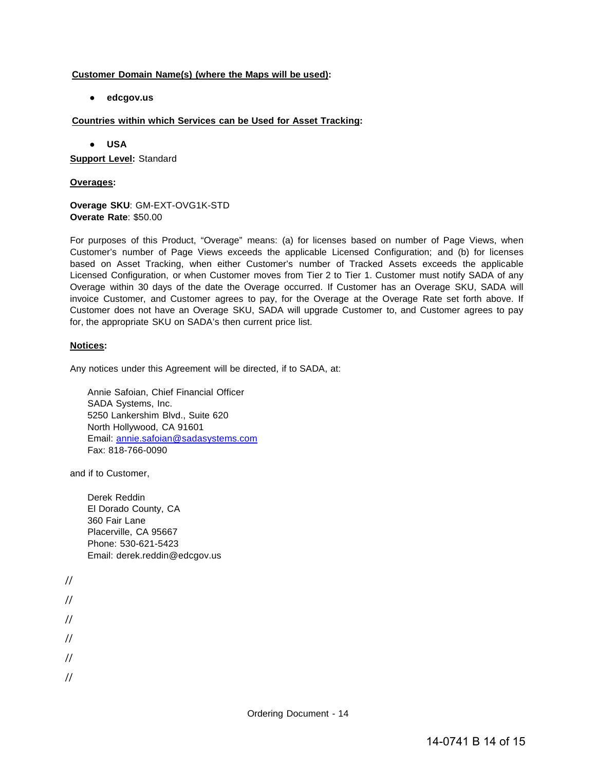**<u>Customer Domain Name(s) (where the Maps will be used)</u>:**

- **edcgov.us**

**<u>Countries within which Services can be Used for Asset Tracking</u>:**

- **USA**

**<u>Support Level</u>:** Standard

**<u>Overages</u>:**

**Overage SKU**: GM-EXT-OVG1K-STD
**Overate Rate**: $50.00

For purposes of this Product, "Overage" means: (a) for licenses based on number of Page Views, when Customer's number of Page Views exceeds the applicable Licensed Configuration; and (b) for licenses based on Asset Tracking, when either Customer's number of Tracked Assets exceeds the applicable Licensed Configuration, or when Customer moves from Tier 2 to Tier 1. Customer must notify SADA of any Overage within 30 days of the date the Overage occurred. If Customer has an Overage SKU, SADA will invoice Customer, and Customer agrees to pay, for the Overage at the Overage Rate set forth above. If Customer does not have an Overage SKU, SADA will upgrade Customer to, and Customer agrees to pay for, the appropriate SKU on SADA's then current price list.

**<u>Notices</u>:**

Any notices under this Agreement will be directed, if to SADA, at:

> Annie Safoian, Chief Financial Officer
> SADA Systems, Inc.
> 5250 Lankershim Blvd., Suite 620
> North Hollywood, CA 91601
> Email: annie.safoian@sadasystems.com
> Fax: 818-766-0090

and if to Customer,

> Derek Reddin
> El Dorado County, CA
> 360 Fair Lane
> Placerville, CA 95667
> Phone: 530-621-5423
> Email: derek.reddin@edcgov.us

//

//

//

//

//

//

Ordering Document - 14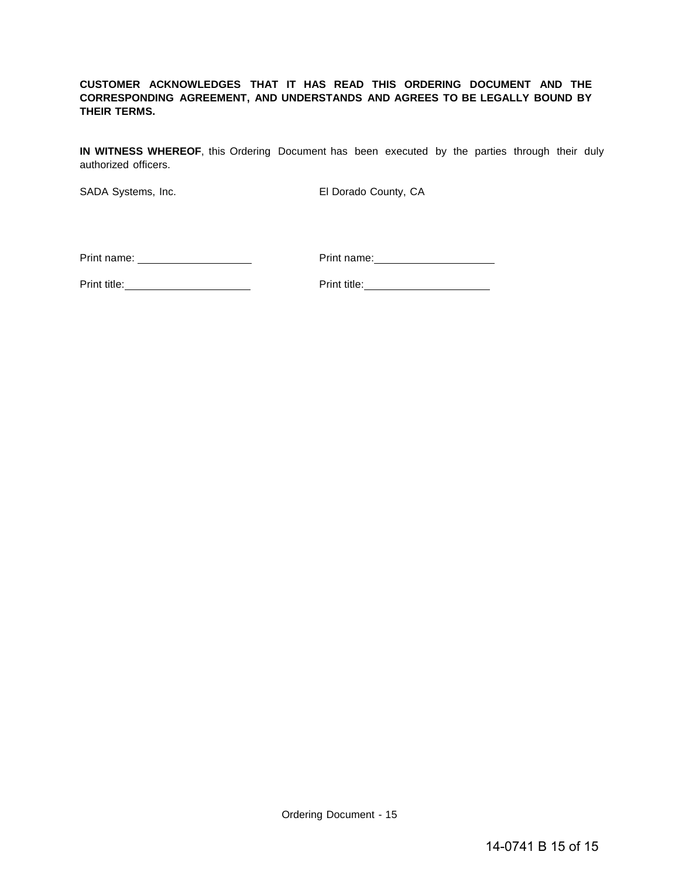**CUSTOMER ACKNOWLEDGES THAT IT HAS READ THIS ORDERING DOCUMENT AND THE CORRESPONDING AGREEMENT, AND UNDERSTANDS AND AGREES TO BE LEGALLY BOUND BY THEIR TERMS.**

**IN WITNESS WHEREOF**, this Ordering Document has been executed by the parties through their duly authorized officers.

| SADA Systems, Inc. | El Dorado County, CA |
|---|---|
| Print name: ____________________ | Print name: ____________________ |
| Print title: ____________________ | Print title: ____________________ |